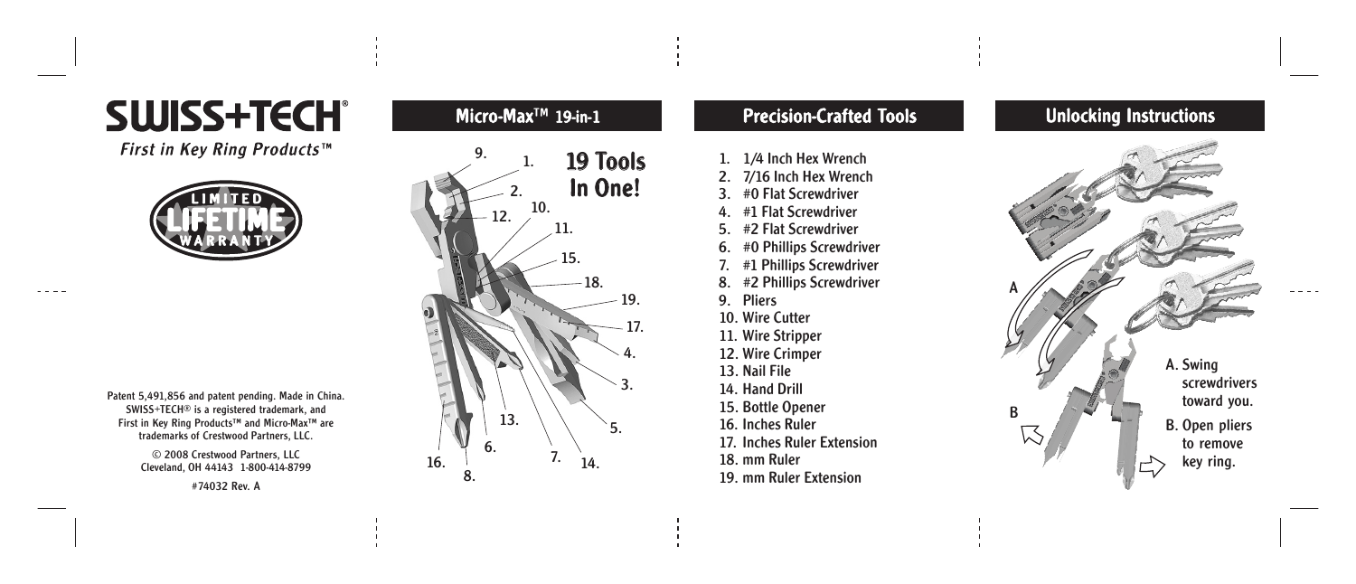# SWISS+TECH®

*First in Key Ring Products™*

LIMITED LIFETIME WARRANTY

Patent 5,491,856 and patent pending. Made in China. SWISS+TECH® is a registered trademark, and First in Key Ring Products™ and Micro-Max™ are trademarks of Crestwood Partners, LLC.

© 2008 Crestwood Partners, LLC
Cleveland, OH 44143 1-800-414-8799

#74032 Rev. A

## Micro-Max™ 19-in-1

**19 Tools In One!**

## Precision-Crafted Tools

1. 1/4 Inch Hex Wrench
2. 7/16 Inch Hex Wrench
3. #0 Flat Screwdriver
4. #1 Flat Screwdriver
5. #2 Flat Screwdriver
6. #0 Phillips Screwdriver
7. #1 Phillips Screwdriver
8. #2 Phillips Screwdriver
9. Pliers
10. Wire Cutter
11. Wire Stripper
12. Wire Crimper
13. Nail File
14. Hand Drill
15. Bottle Opener
16. Inches Ruler
17. Inches Ruler Extension
18. mm Ruler
19. mm Ruler Extension

## Unlocking Instructions

A. Swing screwdrivers toward you.

B. Open pliers to remove key ring.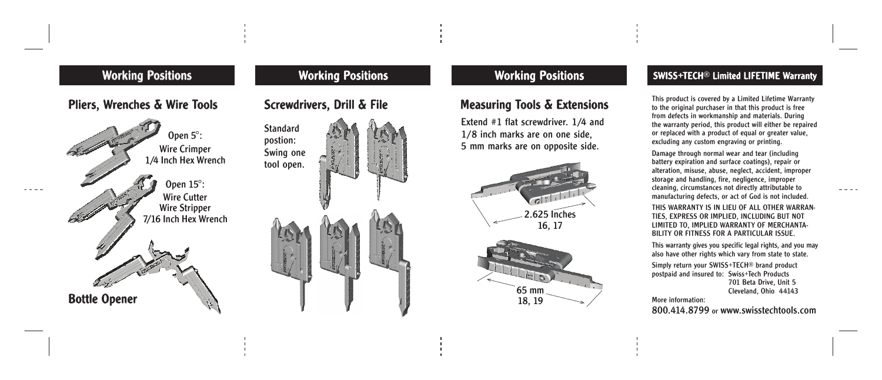## Working Positions

### Pliers, Wrenches & Wire Tools

Open 5°:
Wire Crimper
1/4 Inch Hex Wrench

Open 15°:
Wire Cutter
Wire Stripper
7/16 Inch Hex Wrench

**Bottle Opener**

## Working Positions

### Screwdrivers, Drill & File

Standard postion:
Swing one tool open.

## Working Positions

### Measuring Tools & Extensions

Extend #1 flat screwdriver. 1/4 and 1/8 inch marks are on one side, 5 mm marks are on opposite side.

2.625 Inches
16, 17

65 mm
18, 19

## SWISS+TECH® Limited LIFETIME Warranty

This product is covered by a Limited Lifetime Warranty to the original purchaser in that this product is free from defects in workmanship and materials. During the warranty period, this product will either be repaired or replaced with a product of equal or greater value, excluding any custom engraving or printing.

Damage through normal wear and tear (including battery expiration and surface coatings), repair or alteration, misuse, abuse, neglect, accident, improper storage and handling, fire, negligence, improper cleaning, circumstances not directly attributable to manufacturing defects, or act of God is not included.

THIS WARRANTY IS IN LIEU OF ALL OTHER WARRANTIES, EXPRESS OR IMPLIED, INCLUDING BUT NOT LIMITED TO, IMPLIED WARRANTY OF MERCHANTABILITY OR FITNESS FOR A PARTICULAR ISSUE.

This warranty gives you specific legal rights, and you may also have other rights which vary from state to state.

Simply return your SWISS+TECH® brand product postpaid and insured to:
Swiss+Tech Products
701 Beta Drive, Unit 5
Cleveland, Ohio 44143

More information:
**800.414.8799 or www.swisstechtools.com**